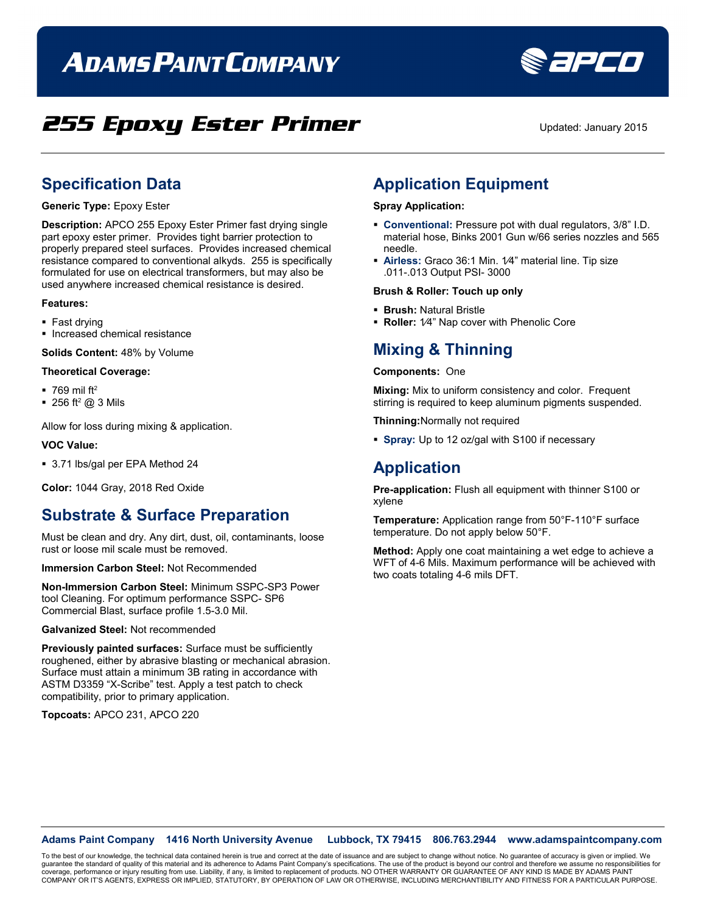# ADAMS PAINT COMPANY

## 255 Epoxy Ester Primer

Updated: January 2015

## Specification Data

**Generic Type:** Epoxy Ester

**Description:** APCO 255 Epoxy Ester Primer fast drying single part epoxy ester primer. Provides tight barrier protection to properly prepared steel surfaces. Provides increased chemical resistance compared to conventional alkyds. 255 is specifically formulated for use on electrical transformers, but may also be used anywhere increased chemical resistance is desired.

**Features:**

- Fast drying
- Increased chemical resistance

**Solids Content:** 48% by Volume

**Theoretical Coverage:**

- 769 mil $ft^2$
- 256 $ft^2$ @ 3 Mils

Allow for loss during mixing & application.

**VOC Value:**

- 3.71 lbs/gal per EPA Method 24

**Color:** 1044 Gray, 2018 Red Oxide

## Substrate & Surface Preparation

Must be clean and dry. Any dirt, dust, oil, contaminants, loose rust or loose mil scale must be removed.

**Immersion Carbon Steel:** Not Recommended

**Non-Immersion Carbon Steel:** Minimum SSPC-SP3 Power tool Cleaning. For optimum performance SSPC- SP6 Commercial Blast, surface profile 1.5-3.0 Mil.

**Galvanized Steel:** Not recommended

**Previously painted surfaces:** Surface must be sufficiently roughened, either by abrasive blasting or mechanical abrasion. Surface must attain a minimum 3B rating in accordance with ASTM D3359 "X-Scribe" test. Apply a test patch to check compatibility, prior to primary application.

**Topcoats:** APCO 231, APCO 220

## Application Equipment

**Spray Application:**

- **Conventional:** Pressure pot with dual regulators, 3/8" I.D. material hose, Binks 2001 Gun w/66 series nozzles and 565 needle.
- **Airless:** Graco 36:1 Min. 1⁄4" material line. Tip size .011-.013 Output PSI- 3000

**Brush & Roller: Touch up only**

- **Brush:** Natural Bristle
- **Roller:** 1⁄4" Nap cover with Phenolic Core

## Mixing & Thinning

**Components:** One

**Mixing:** Mix to uniform consistency and color. Frequent stirring is required to keep aluminum pigments suspended.

**Thinning:** Normally not required

- **Spray:** Up to 12 oz/gal with S100 if necessary

## Application

**Pre-application:** Flush all equipment with thinner S100 or xylene

**Temperature:** Application range from 50°F-110°F surface temperature. Do not apply below 50°F.

**Method:** Apply one coat maintaining a wet edge to achieve a WFT of 4-6 Mils. Maximum performance will be achieved with two coats totaling 4-6 mils DFT.

---

**Adams Paint Company 1416 North University Avenue Lubbock, TX 79415 806.763.2944 www.adamspaintcompany.com**

To the best of our knowledge, the technical data contained herein is true and correct at the date of issuance and are subject to change without notice. No guarantee of accuracy is given or implied. We guarantee the standard of quality of this material and its adherence to Adams Paint Company's specifications. The use of the product is beyond our control and therefore we assume no responsibilities for coverage, performance or injury resulting from use. Liability, if any, is limited to replacement of products. NO OTHER WARRANTY OR GUARANTEE OF ANY KIND IS MADE BY ADAMS PAINT COMPANY OR IT'S AGENTS, EXPRESS OR IMPLIED, STATUTORY, BY OPERATION OF LAW OR OTHERWISE, INCLUDING MERCHANTIBILITY AND FITNESS FOR A PARTICULAR PURPOSE.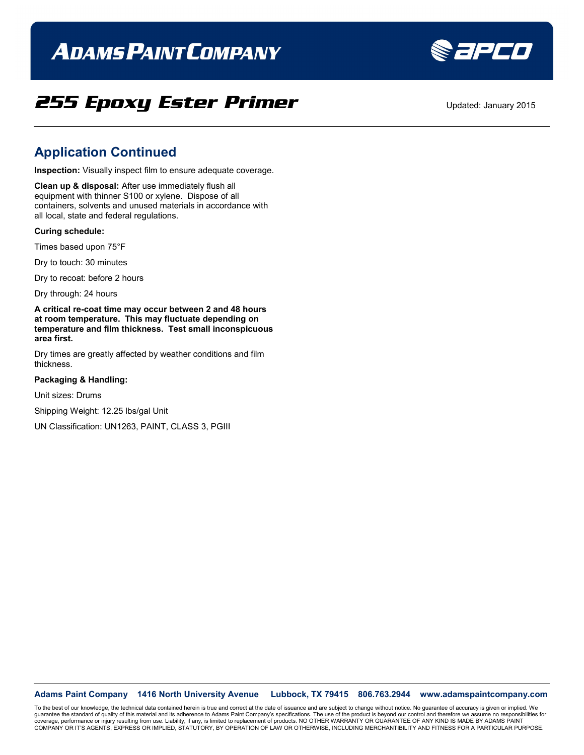# 255 Epoxy Ester Primer

Updated: January 2015

## Application Continued

**Inspection:** Visually inspect film to ensure adequate coverage.

**Clean up & disposal:** After use immediately flush all equipment with thinner S100 or xylene. Dispose of all containers, solvents and unused materials in accordance with all local, state and federal regulations.

**Curing schedule:**

Times based upon 75°F

Dry to touch: 30 minutes

Dry to recoat: before 2 hours

Dry through: 24 hours

**A critical re-coat time may occur between 2 and 48 hours at room temperature. This may fluctuate depending on temperature and film thickness. Test small inconspicuous area first.**

Dry times are greatly affected by weather conditions and film thickness.

**Packaging & Handling:**

Unit sizes: Drums

Shipping Weight: 12.25 lbs/gal Unit

UN Classification: UN1263, PAINT, CLASS 3, PGIII

**Adams Paint Company 1416 North University Avenue Lubbock, TX 79415 806.763.2944 www.adamspaintcompany.com**

To the best of our knowledge, the technical data contained herein is true and correct at the date of issuance and are subject to change without notice. No guarantee of accuracy is given or implied. We guarantee the standard of quality of this material and its adherence to Adams Paint Company's specifications. The use of the product is beyond our control and therefore we assume no responsibilities for coverage, performance or injury resulting from use. Liability, if any, is limited to replacement of products. NO OTHER WARRANTY OR GUARANTEE OF ANY KIND IS MADE BY ADAMS PAINT COMPANY OR IT'S AGENTS, EXPRESS OR IMPLIED, STATUTORY, BY OPERATION OF LAW OR OTHERWISE, INCLUDING MERCHANTIBILITY AND FITNESS FOR A PARTICULAR PURPOSE.